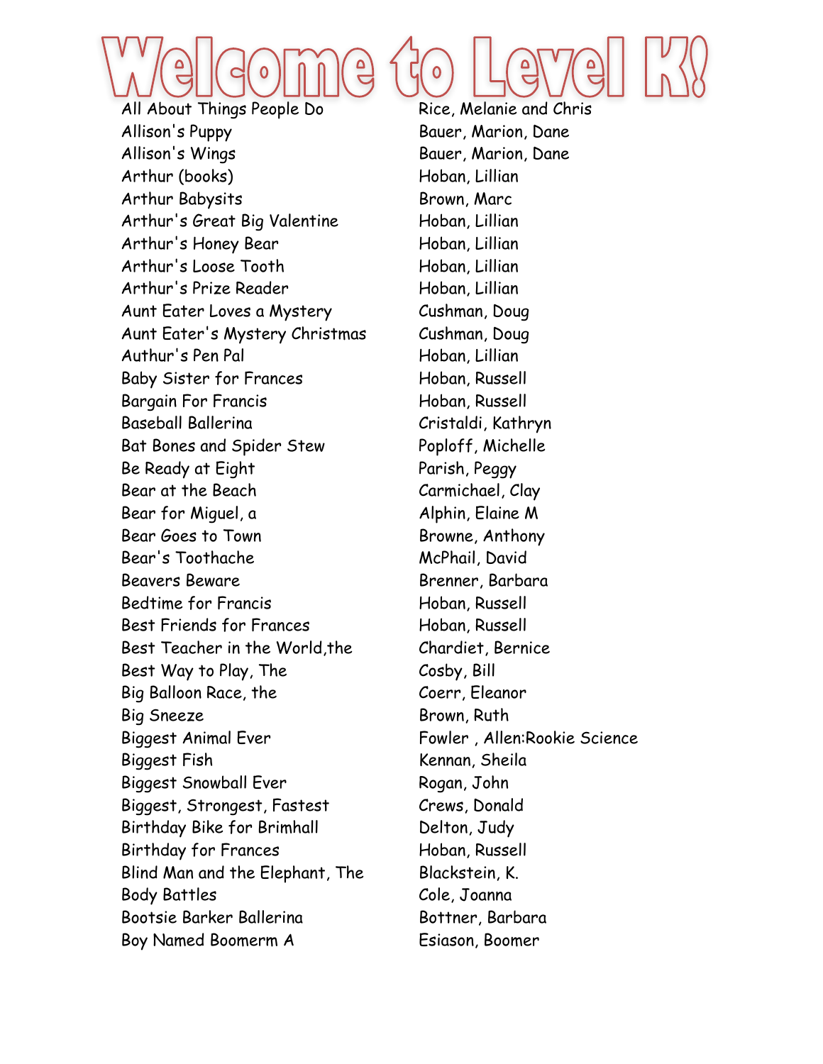# Welcome to Level K!

| Title | Author |
| --- | --- |
| All About Things People Do | Rice, Melanie and Chris |
| Allison's Puppy | Bauer, Marion, Dane |
| Allison's Wings | Bauer, Marion, Dane |
| Arthur (books) | Hoban, Lillian |
| Arthur Babysits | Brown, Marc |
| Arthur's Great Big Valentine | Hoban, Lillian |
| Arthur's Honey Bear | Hoban, Lillian |
| Arthur's Loose Tooth | Hoban, Lillian |
| Arthur's Prize Reader | Hoban, Lillian |
| Aunt Eater Loves a Mystery | Cushman, Doug |
| Aunt Eater's Mystery Christmas | Cushman, Doug |
| Authur's Pen Pal | Hoban, Lillian |
| Baby Sister for Frances | Hoban, Russell |
| Bargain For Francis | Hoban, Russell |
| Baseball Ballerina | Cristaldi, Kathryn |
| Bat Bones and Spider Stew | Poploff, Michelle |
| Be Ready at Eight | Parish, Peggy |
| Bear at the Beach | Carmichael, Clay |
| Bear for Miguel, a | Alphin, Elaine M |
| Bear Goes to Town | Browne, Anthony |
| Bear's Toothache | McPhail, David |
| Beavers Beware | Brenner, Barbara |
| Bedtime for Francis | Hoban, Russell |
| Best Friends for Frances | Hoban, Russell |
| Best Teacher in the World,the | Chardiet, Bernice |
| Best Way to Play, The | Cosby, Bill |
| Big Balloon Race, the | Coerr, Eleanor |
| Big Sneeze | Brown, Ruth |
| Biggest Animal Ever | Fowler , Allen:Rookie Science |
| Biggest Fish | Kennan, Sheila |
| Biggest Snowball Ever | Rogan, John |
| Biggest, Strongest, Fastest | Crews, Donald |
| Birthday Bike for Brimhall | Delton, Judy |
| Birthday for Frances | Hoban, Russell |
| Blind Man and the Elephant, The | Blackstein, K. |
| Body Battles | Cole, Joanna |
| Bootsie Barker Ballerina | Bottner, Barbara |
| Boy Named Boomerm A | Esiason, Boomer |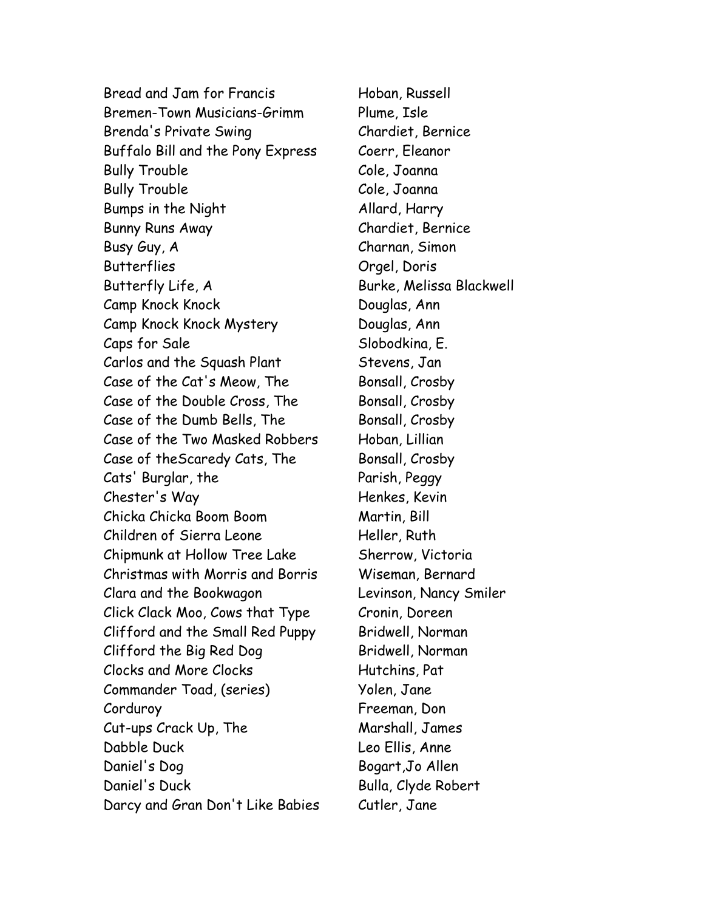| | |
|---|---|
| Bread and Jam for Francis | Hoban, Russell |
| Bremen-Town Musicians-Grimm | Plume, Isle |
| Brenda's Private Swing | Chardiet, Bernice |
| Buffalo Bill and the Pony Express | Coerr, Eleanor |
| Bully Trouble | Cole, Joanna |
| Bully Trouble | Cole, Joanna |
| Bumps in the Night | Allard, Harry |
| Bunny Runs Away | Chardiet, Bernice |
| Busy Guy, A | Charnan, Simon |
| Butterflies | Orgel, Doris |
| Butterfly Life, A | Burke, Melissa Blackwell |
| Camp Knock Knock | Douglas, Ann |
| Camp Knock Knock Mystery | Douglas, Ann |
| Caps for Sale | Slobodkina, E. |
| Carlos and the Squash Plant | Stevens, Jan |
| Case of the Cat's Meow, The | Bonsall, Crosby |
| Case of the Double Cross, The | Bonsall, Crosby |
| Case of the Dumb Bells, The | Bonsall, Crosby |
| Case of the Two Masked Robbers | Hoban, Lillian |
| Case of theScaredy Cats, The | Bonsall, Crosby |
| Cats' Burglar, the | Parish, Peggy |
| Chester's Way | Henkes, Kevin |
| Chicka Chicka Boom Boom | Martin, Bill |
| Children of Sierra Leone | Heller, Ruth |
| Chipmunk at Hollow Tree Lake | Sherrow, Victoria |
| Christmas with Morris and Borris | Wiseman, Bernard |
| Clara and the Bookwagon | Levinson, Nancy Smiler |
| Click Clack Moo, Cows that Type | Cronin, Doreen |
| Clifford and the Small Red Puppy | Bridwell, Norman |
| Clifford the Big Red Dog | Bridwell, Norman |
| Clocks and More Clocks | Hutchins, Pat |
| Commander Toad, (series) | Yolen, Jane |
| Corduroy | Freeman, Don |
| Cut-ups Crack Up, The | Marshall, James |
| Dabble Duck | Leo Ellis, Anne |
| Daniel's Dog | Bogart,Jo Allen |
| Daniel's Duck | Bulla, Clyde Robert |
| Darcy and Gran Don't Like Babies | Cutler, Jane |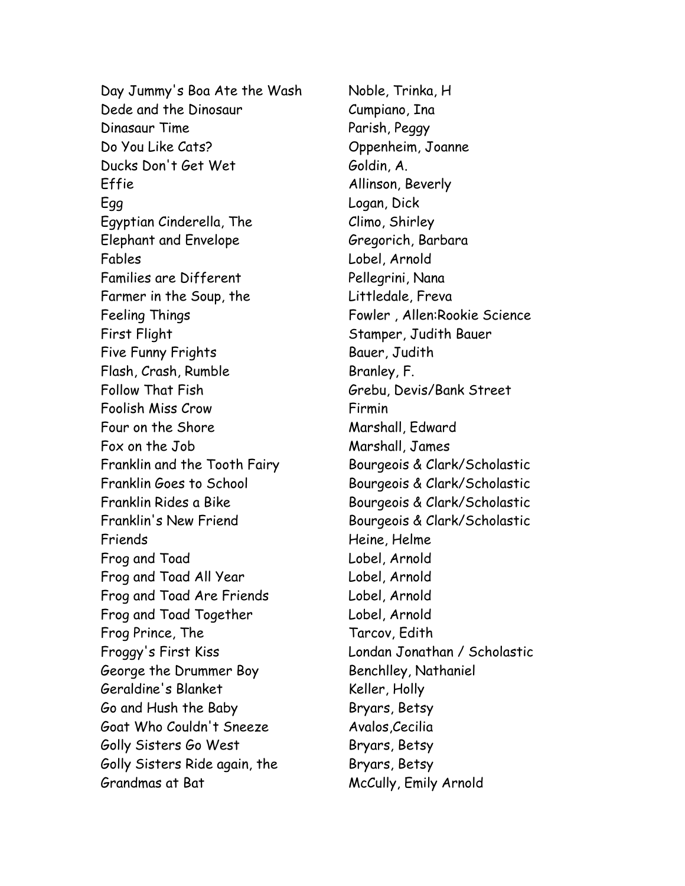| | |
|---|---|
| Day Jummy's Boa Ate the Wash | Noble, Trinka, H |
| Dede and the Dinosaur | Cumpiano, Ina |
| Dinasaur Time | Parish, Peggy |
| Do You Like Cats? | Oppenheim, Joanne |
| Ducks Don't Get Wet | Goldin, A. |
| Effie | Allinson, Beverly |
| Egg | Logan, Dick |
| Egyptian Cinderella, The | Climo, Shirley |
| Elephant and Envelope | Gregorich, Barbara |
| Fables | Lobel, Arnold |
| Families are Different | Pellegrini, Nana |
| Farmer in the Soup, the | Littledale, Freva |
| Feeling Things | Fowler , Allen:Rookie Science |
| First Flight | Stamper, Judith Bauer |
| Five Funny Frights | Bauer, Judith |
| Flash, Crash, Rumble | Branley, F. |
| Follow That Fish | Grebu, Devis/Bank Street |
| Foolish Miss Crow | Firmin |
| Four on the Shore | Marshall, Edward |
| Fox on the Job | Marshall, James |
| Franklin and the Tooth Fairy | Bourgeois & Clark/Scholastic |
| Franklin Goes to School | Bourgeois & Clark/Scholastic |
| Franklin Rides a Bike | Bourgeois & Clark/Scholastic |
| Franklin's New Friend | Bourgeois & Clark/Scholastic |
| Friends | Heine, Helme |
| Frog and Toad | Lobel, Arnold |
| Frog and Toad All Year | Lobel, Arnold |
| Frog and Toad Are Friends | Lobel, Arnold |
| Frog and Toad Together | Lobel, Arnold |
| Frog Prince, The | Tarcov, Edith |
| Froggy's First Kiss | Londan Jonathan / Scholastic |
| George the Drummer Boy | Benchlley, Nathaniel |
| Geraldine's Blanket | Keller, Holly |
| Go and Hush the Baby | Bryars, Betsy |
| Goat Who Couldn't Sneeze | Avalos,Cecilia |
| Golly Sisters Go West | Bryars, Betsy |
| Golly Sisters Ride again, the | Bryars, Betsy |
| Grandmas at Bat | McCully, Emily Arnold |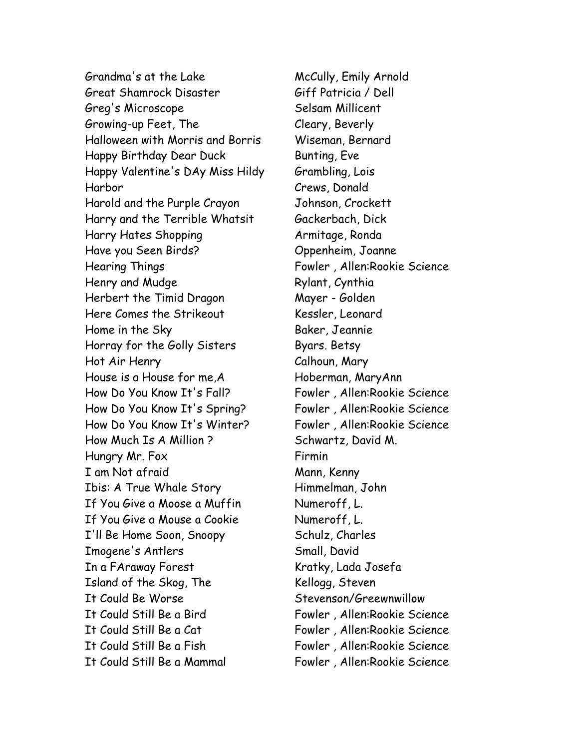| | |
|---|---|
| Grandma's at the Lake | McCully, Emily Arnold |
| Great Shamrock Disaster | Giff Patricia / Dell |
| Greg's Microscope | Selsam Millicent |
| Growing-up Feet, The | Cleary, Beverly |
| Halloween with Morris and Borris | Wiseman, Bernard |
| Happy Birthday Dear Duck | Bunting, Eve |
| Happy Valentine's DAy Miss Hildy | Grambling, Lois |
| Harbor | Crews, Donald |
| Harold and the Purple Crayon | Johnson, Crockett |
| Harry and the Terrible Whatsit | Gackerbach, Dick |
| Harry Hates Shopping | Armitage, Ronda |
| Have you Seen Birds? | Oppenheim, Joanne |
| Hearing Things | Fowler , Allen:Rookie Science |
| Henry and Mudge | Rylant, Cynthia |
| Herbert the Timid Dragon | Mayer - Golden |
| Here Comes the Strikeout | Kessler, Leonard |
| Home in the Sky | Baker, Jeannie |
| Horray for the Golly Sisters | Byars. Betsy |
| Hot Air Henry | Calhoun, Mary |
| House is a House for me,A | Hoberman, MaryAnn |
| How Do You Know It's Fall? | Fowler , Allen:Rookie Science |
| How Do You Know It's Spring? | Fowler , Allen:Rookie Science |
| How Do You Know It's Winter? | Fowler , Allen:Rookie Science |
| How Much Is A Million ? | Schwartz, David M. |
| Hungry Mr. Fox | Firmin |
| I am Not afraid | Mann, Kenny |
| Ibis: A True Whale Story | Himmelman, John |
| If You Give a Moose a Muffin | Numeroff, L. |
| If You Give a Mouse a Cookie | Numeroff, L. |
| I'll Be Home Soon, Snoopy | Schulz, Charles |
| Imogene's Antlers | Small, David |
| In a FAraway Forest | Kratky, Lada Josefa |
| Island of the Skog, The | Kellogg, Steven |
| It Could Be Worse | Stevenson/Greewnwillow |
| It Could Still Be a Bird | Fowler , Allen:Rookie Science |
| It Could Still Be a Cat | Fowler , Allen:Rookie Science |
| It Could Still Be a Fish | Fowler , Allen:Rookie Science |
| It Could Still Be a Mammal | Fowler , Allen:Rookie Science |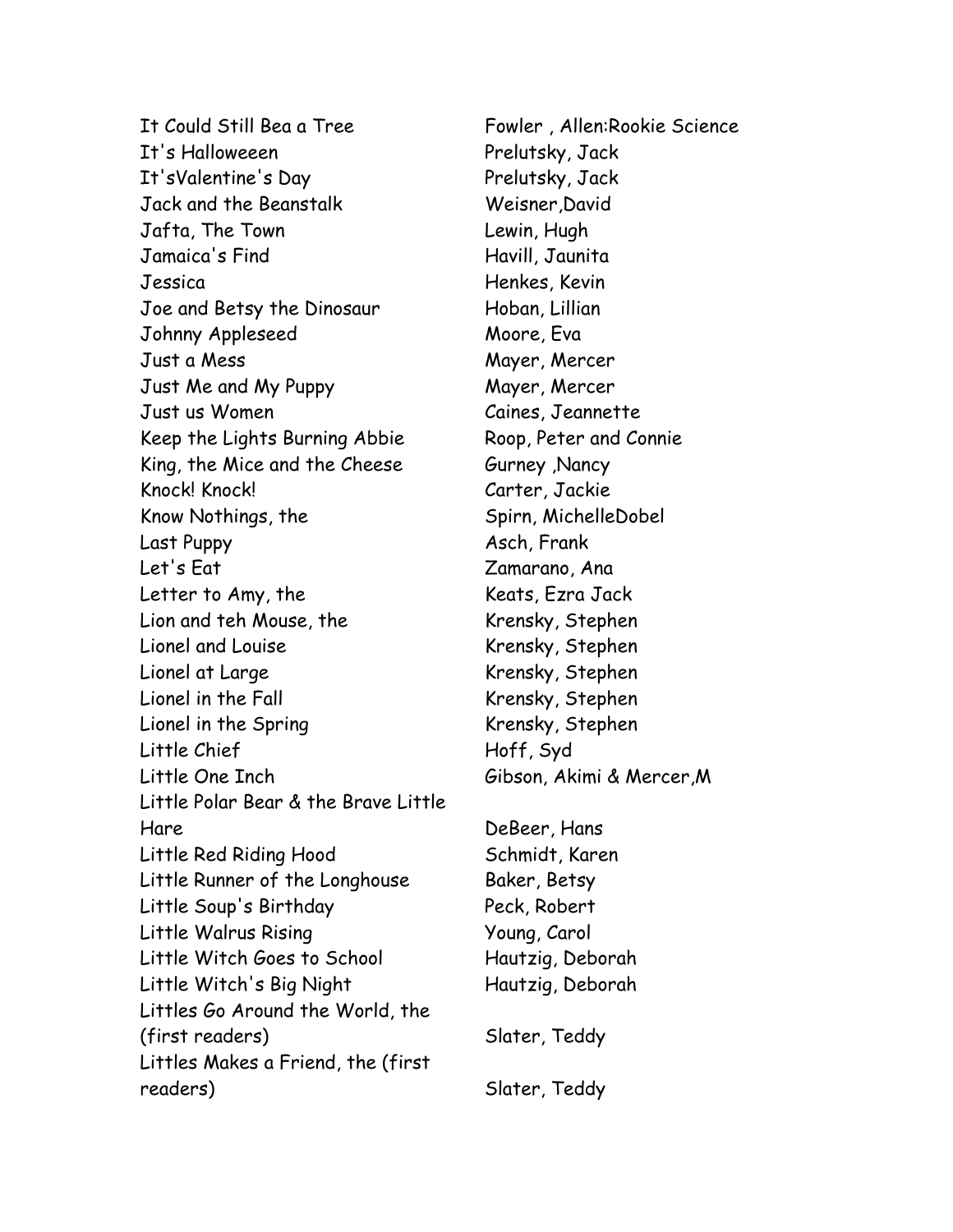| | |
|---|---|
| It Could Still Bea a Tree | Fowler , Allen:Rookie Science |
| It's Halloweeen | Prelutsky, Jack |
| It'sValentine's Day | Prelutsky, Jack |
| Jack and the Beanstalk | Weisner,David |
| Jafta, The Town | Lewin, Hugh |
| Jamaica's Find | Havill, Jaunita |
| Jessica | Henkes, Kevin |
| Joe and Betsy the Dinosaur | Hoban, Lillian |
| Johnny Appleseed | Moore, Eva |
| Just a Mess | Mayer, Mercer |
| Just Me and My Puppy | Mayer, Mercer |
| Just us Women | Caines, Jeannette |
| Keep the Lights Burning Abbie | Roop, Peter and Connie |
| King, the Mice and the Cheese | Gurney ,Nancy |
| Knock! Knock! | Carter, Jackie |
| Know Nothings, the | Spirn, MichelleDobel |
| Last Puppy | Asch, Frank |
| Let's Eat | Zamarano, Ana |
| Letter to Amy, the | Keats, Ezra Jack |
| Lion and teh Mouse, the | Krensky, Stephen |
| Lionel and Louise | Krensky, Stephen |
| Lionel at Large | Krensky, Stephen |
| Lionel in the Fall | Krensky, Stephen |
| Lionel in the Spring | Krensky, Stephen |
| Little Chief | Hoff, Syd |
| Little One Inch | Gibson, Akimi & Mercer,M |
| Little Polar Bear & the Brave Little Hare | DeBeer, Hans |
| Little Red Riding Hood | Schmidt, Karen |
| Little Runner of the Longhouse | Baker, Betsy |
| Little Soup's Birthday | Peck, Robert |
| Little Walrus Rising | Young, Carol |
| Little Witch Goes to School | Hautzig, Deborah |
| Little Witch's Big Night | Hautzig, Deborah |
| Littles Go Around the World, the (first readers) | Slater, Teddy |
| Littles Makes a Friend, the (first readers) | Slater, Teddy |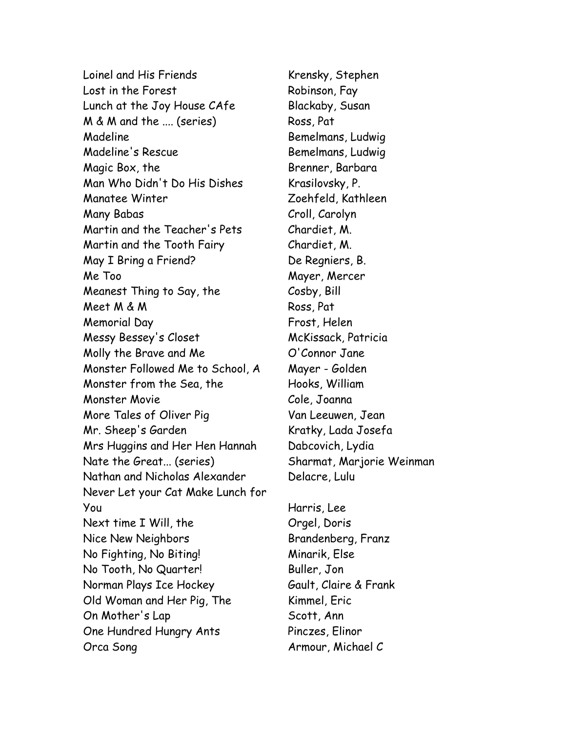| | |
|---|---|
| Loinel and His Friends | Krensky, Stephen |
| Lost in the Forest | Robinson, Fay |
| Lunch at the Joy House CAfe | Blackaby, Susan |
| M & M and the .... (series) | Ross, Pat |
| Madeline | Bemelmans, Ludwig |
| Madeline's Rescue | Bemelmans, Ludwig |
| Magic Box, the | Brenner, Barbara |
| Man Who Didn't Do His Dishes | Krasilovsky, P. |
| Manatee Winter | Zoehfeld, Kathleen |
| Many Babas | Croll, Carolyn |
| Martin and the Teacher's Pets | Chardiet, M. |
| Martin and the Tooth Fairy | Chardiet, M. |
| May I Bring a Friend? | De Regniers, B. |
| Me Too | Mayer, Mercer |
| Meanest Thing to Say, the | Cosby, Bill |
| Meet M & M | Ross, Pat |
| Memorial Day | Frost, Helen |
| Messy Bessey's Closet | McKissack, Patricia |
| Molly the Brave and Me | O'Connor Jane |
| Monster Followed Me to School, A | Mayer - Golden |
| Monster from the Sea, the | Hooks, William |
| Monster Movie | Cole, Joanna |
| More Tales of Oliver Pig | Van Leeuwen, Jean |
| Mr. Sheep's Garden | Kratky, Lada Josefa |
| Mrs Huggins and Her Hen Hannah | Dabcovich, Lydia |
| Nate the Great... (series) | Sharmat, Marjorie Weinman |
| Nathan and Nicholas Alexander | Delacre, Lulu |
| Never Let your Cat Make Lunch for You | Harris, Lee |
| Next time I Will, the | Orgel, Doris |
| Nice New Neighbors | Brandenberg, Franz |
| No Fighting, No Biting! | Minarik, Else |
| No Tooth, No Quarter! | Buller, Jon |
| Norman Plays Ice Hockey | Gault, Claire & Frank |
| Old Woman and Her Pig, The | Kimmel, Eric |
| On Mother's Lap | Scott, Ann |
| One Hundred Hungry Ants | Pinczes, Elinor |
| Orca Song | Armour, Michael C |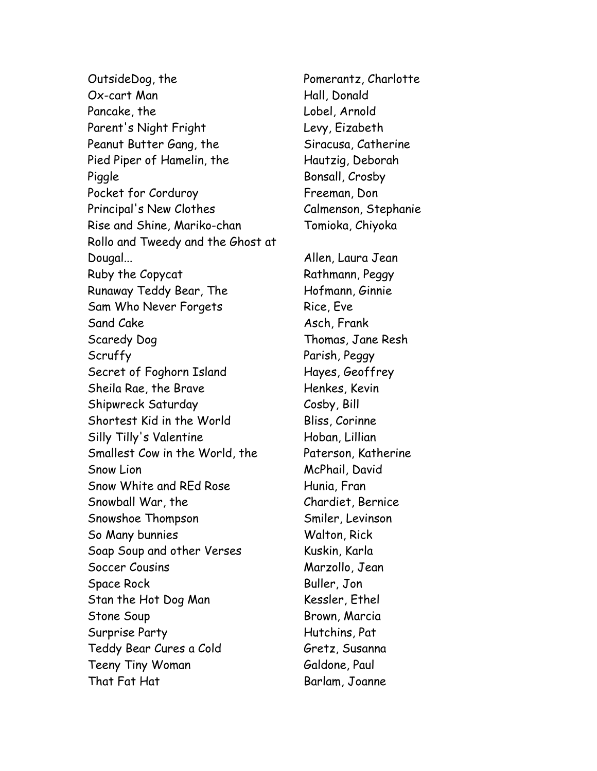| Title | Author |
|---|---|
| OutsideDog, the | Pomerantz, Charlotte |
| Ox-cart Man | Hall, Donald |
| Pancake, the | Lobel, Arnold |
| Parent's Night Fright | Levy, Eizabeth |
| Peanut Butter Gang, the | Siracusa, Catherine |
| Pied Piper of Hamelin, the | Hautzig, Deborah |
| Piggle | Bonsall, Crosby |
| Pocket for Corduroy | Freeman, Don |
| Principal's New Clothes | Calmenson, Stephanie |
| Rise and Shine, Mariko-chan | Tomioka, Chiyoka |
| Rollo and Tweedy and the Ghost at Dougal... | Allen, Laura Jean |
| Ruby the Copycat | Rathmann, Peggy |
| Runaway Teddy Bear, The | Hofmann, Ginnie |
| Sam Who Never Forgets | Rice, Eve |
| Sand Cake | Asch, Frank |
| Scaredy Dog | Thomas, Jane Resh |
| Scruffy | Parish, Peggy |
| Secret of Foghorn Island | Hayes, Geoffrey |
| Sheila Rae, the Brave | Henkes, Kevin |
| Shipwreck Saturday | Cosby, Bill |
| Shortest Kid in the World | Bliss, Corinne |
| Silly Tilly's Valentine | Hoban, Lillian |
| Smallest Cow in the World, the | Paterson, Katherine |
| Snow Lion | McPhail, David |
| Snow White and REd Rose | Hunia, Fran |
| Snowball War, the | Chardiet, Bernice |
| Snowshoe Thompson | Smiler, Levinson |
| So Many bunnies | Walton, Rick |
| Soap Soup and other Verses | Kuskin, Karla |
| Soccer Cousins | Marzollo, Jean |
| Space Rock | Buller, Jon |
| Stan the Hot Dog Man | Kessler, Ethel |
| Stone Soup | Brown, Marcia |
| Surprise Party | Hutchins, Pat |
| Teddy Bear Cures a Cold | Gretz, Susanna |
| Teeny Tiny Woman | Galdone, Paul |
| That Fat Hat | Barlam, Joanne |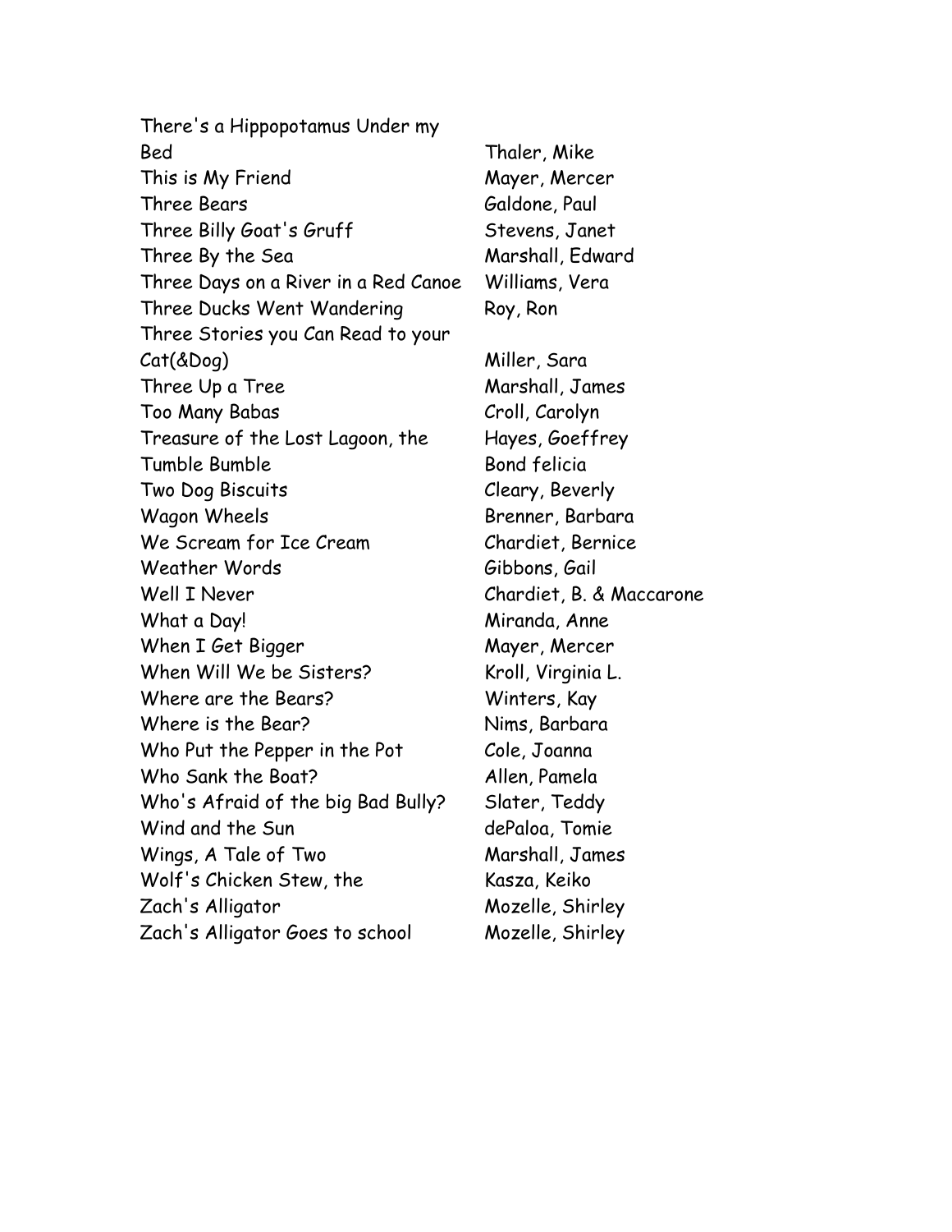| | |
|---|---|
| There's a Hippopotamus Under my Bed | Thaler, Mike |
| This is My Friend | Mayer, Mercer |
| Three Bears | Galdone, Paul |
| Three Billy Goat's Gruff | Stevens, Janet |
| Three By the Sea | Marshall, Edward |
| Three Days on a River in a Red Canoe | Williams, Vera |
| Three Ducks Went Wandering | Roy, Ron |
| Three Stories you Can Read to your Cat(&Dog) | Miller, Sara |
| Three Up a Tree | Marshall, James |
| Too Many Babas | Croll, Carolyn |
| Treasure of the Lost Lagoon, the | Hayes, Goeffrey |
| Tumble Bumble | Bond felicia |
| Two Dog Biscuits | Cleary, Beverly |
| Wagon Wheels | Brenner, Barbara |
| We Scream for Ice Cream | Chardiet, Bernice |
| Weather Words | Gibbons, Gail |
| Well I Never | Chardiet, B. & Maccarone |
| What a Day! | Miranda, Anne |
| When I Get Bigger | Mayer, Mercer |
| When Will We be Sisters? | Kroll, Virginia L. |
| Where are the Bears? | Winters, Kay |
| Where is the Bear? | Nims, Barbara |
| Who Put the Pepper in the Pot | Cole, Joanna |
| Who Sank the Boat? | Allen, Pamela |
| Who's Afraid of the big Bad Bully? | Slater, Teddy |
| Wind and the Sun | dePaloa, Tomie |
| Wings, A Tale of Two | Marshall, James |
| Wolf's Chicken Stew, the | Kasza, Keiko |
| Zach's Alligator | Mozelle, Shirley |
| Zach's Alligator Goes to school | Mozelle, Shirley |